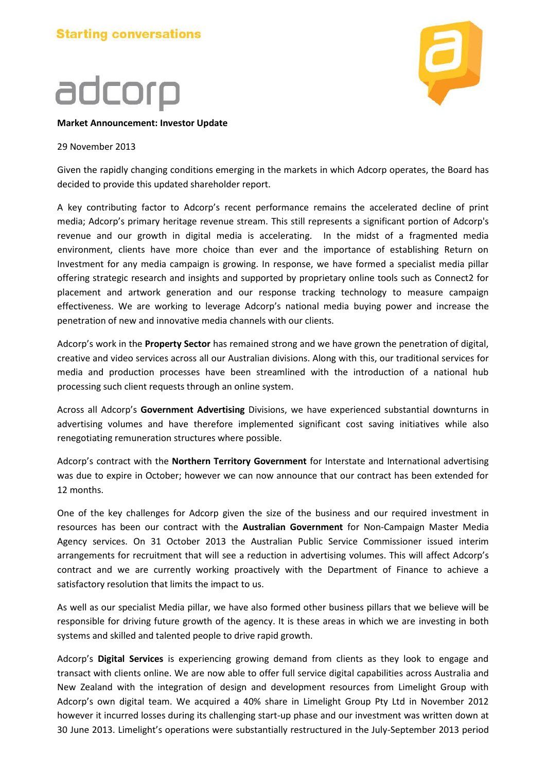**Starting conversations**

# adcorp

**Market Announcement: Investor Update**

29 November 2013

Given the rapidly changing conditions emerging in the markets in which Adcorp operates, the Board has decided to provide this updated shareholder report.

A key contributing factor to Adcorp's recent performance remains the accelerated decline of print media; Adcorp's primary heritage revenue stream. This still represents a significant portion of Adcorp's revenue and our growth in digital media is accelerating. In the midst of a fragmented media environment, clients have more choice than ever and the importance of establishing Return on Investment for any media campaign is growing. In response, we have formed a specialist media pillar offering strategic research and insights and supported by proprietary online tools such as Connect2 for placement and artwork generation and our response tracking technology to measure campaign effectiveness. We are working to leverage Adcorp's national media buying power and increase the penetration of new and innovative media channels with our clients.

Adcorp's work in the **Property Sector** has remained strong and we have grown the penetration of digital, creative and video services across all our Australian divisions. Along with this, our traditional services for media and production processes have been streamlined with the introduction of a national hub processing such client requests through an online system.

Across all Adcorp's **Government Advertising** Divisions, we have experienced substantial downturns in advertising volumes and have therefore implemented significant cost saving initiatives while also renegotiating remuneration structures where possible.

Adcorp's contract with the **Northern Territory Government** for Interstate and International advertising was due to expire in October; however we can now announce that our contract has been extended for 12 months.

One of the key challenges for Adcorp given the size of the business and our required investment in resources has been our contract with the **Australian Government** for Non-Campaign Master Media Agency services. On 31 October 2013 the Australian Public Service Commissioner issued interim arrangements for recruitment that will see a reduction in advertising volumes. This will affect Adcorp's contract and we are currently working proactively with the Department of Finance to achieve a satisfactory resolution that limits the impact to us.

As well as our specialist Media pillar, we have also formed other business pillars that we believe will be responsible for driving future growth of the agency. It is these areas in which we are investing in both systems and skilled and talented people to drive rapid growth.

Adcorp's **Digital Services** is experiencing growing demand from clients as they look to engage and transact with clients online. We are now able to offer full service digital capabilities across Australia and New Zealand with the integration of design and development resources from Limelight Group with Adcorp's own digital team. We acquired a 40% share in Limelight Group Pty Ltd in November 2012 however it incurred losses during its challenging start-up phase and our investment was written down at 30 June 2013. Limelight's operations were substantially restructured in the July-September 2013 period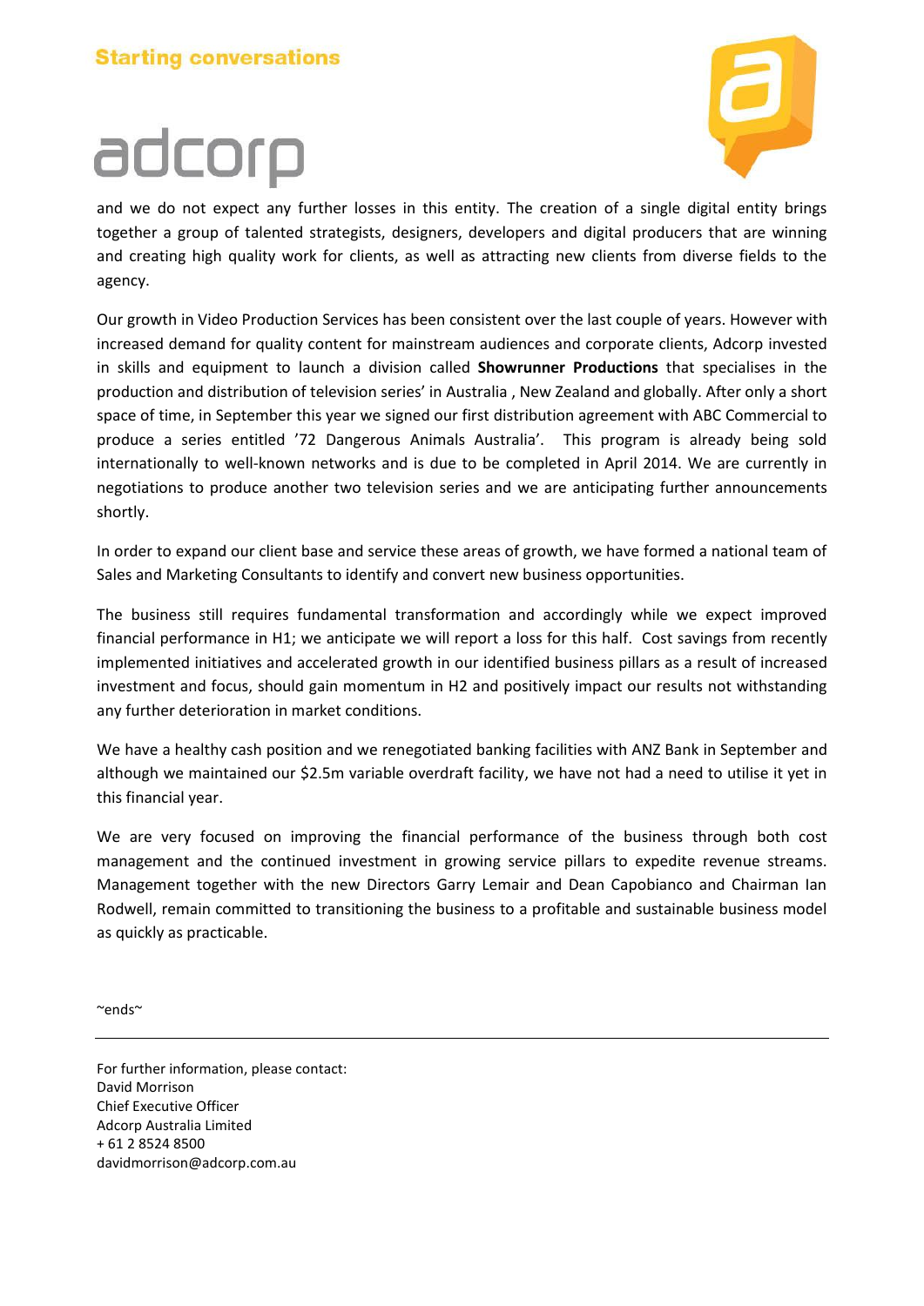and we do not expect any further losses in this entity. The creation of a single digital entity brings together a group of talented strategists, designers, developers and digital producers that are winning and creating high quality work for clients, as well as attracting new clients from diverse fields to the agency.

Our growth in Video Production Services has been consistent over the last couple of years. However with increased demand for quality content for mainstream audiences and corporate clients, Adcorp invested in skills and equipment to launch a division called **Showrunner Productions** that specialises in the production and distribution of television series' in Australia , New Zealand and globally. After only a short space of time, in September this year we signed our first distribution agreement with ABC Commercial to produce a series entitled '72 Dangerous Animals Australia'. This program is already being sold internationally to well-known networks and is due to be completed in April 2014. We are currently in negotiations to produce another two television series and we are anticipating further announcements shortly.

In order to expand our client base and service these areas of growth, we have formed a national team of Sales and Marketing Consultants to identify and convert new business opportunities.

The business still requires fundamental transformation and accordingly while we expect improved financial performance in H1; we anticipate we will report a loss for this half. Cost savings from recently implemented initiatives and accelerated growth in our identified business pillars as a result of increased investment and focus, should gain momentum in H2 and positively impact our results not withstanding any further deterioration in market conditions.

We have a healthy cash position and we renegotiated banking facilities with ANZ Bank in September and although we maintained our $2.5m variable overdraft facility, we have not had a need to utilise it yet in this financial year.

We are very focused on improving the financial performance of the business through both cost management and the continued investment in growing service pillars to expedite revenue streams. Management together with the new Directors Garry Lemair and Dean Capobianco and Chairman Ian Rodwell, remain committed to transitioning the business to a profitable and sustainable business model as quickly as practicable.

~ends~

---

For further information, please contact:
David Morrison
Chief Executive Officer
Adcorp Australia Limited
+ 61 2 8524 8500
davidmorrison@adcorp.com.au